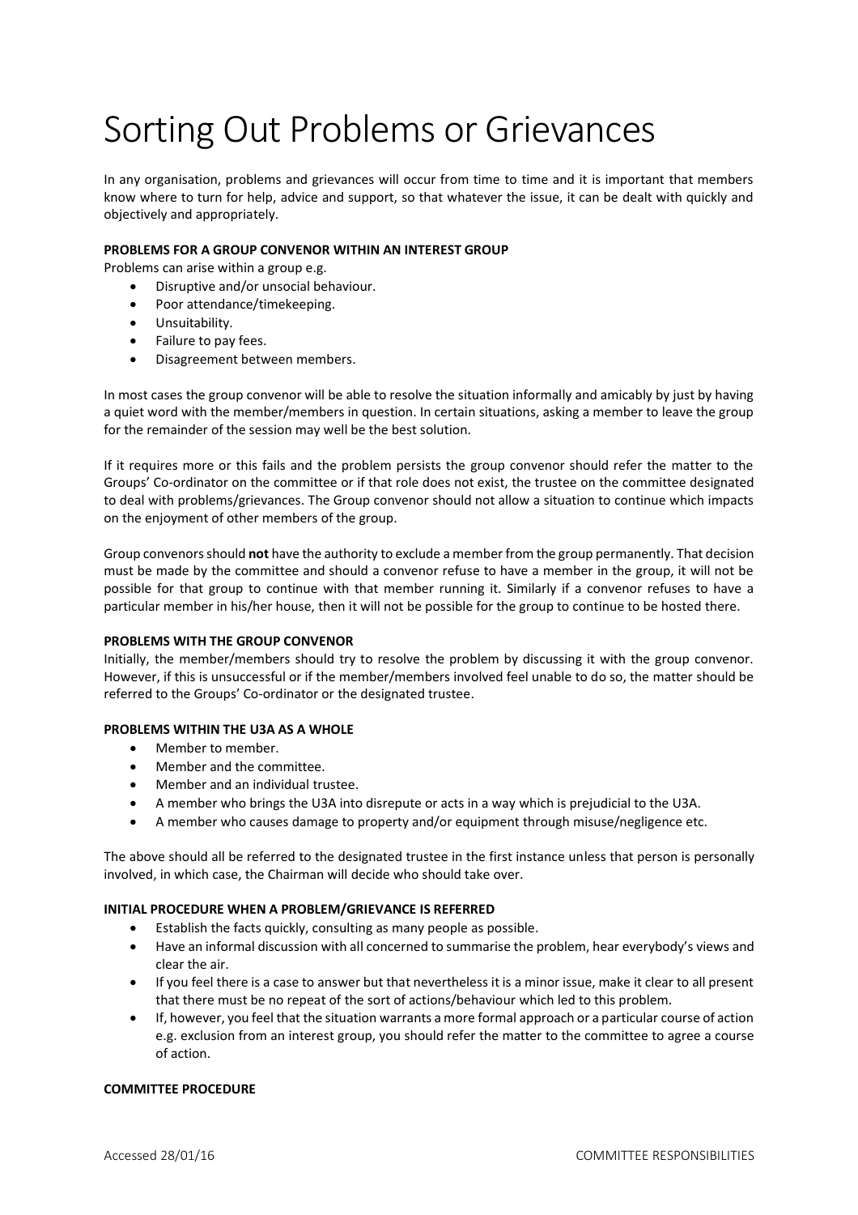# Sorting Out Problems or Grievances

In any organisation, problems and grievances will occur from time to time and it is important that members know where to turn for help, advice and support, so that whatever the issue, it can be dealt with quickly and objectively and appropriately.

**PROBLEMS FOR A GROUP CONVENOR WITHIN AN INTEREST GROUP**

Problems can arise within a group e.g.

- Disruptive and/or unsocial behaviour.
- Poor attendance/timekeeping.
- Unsuitability.
- Failure to pay fees.
- Disagreement between members.

In most cases the group convenor will be able to resolve the situation informally and amicably by just by having a quiet word with the member/members in question. In certain situations, asking a member to leave the group for the remainder of the session may well be the best solution.

If it requires more or this fails and the problem persists the group convenor should refer the matter to the Groups' Co-ordinator on the committee or if that role does not exist, the trustee on the committee designated to deal with problems/grievances. The Group convenor should not allow a situation to continue which impacts on the enjoyment of other members of the group.

Group convenors should **not** have the authority to exclude a member from the group permanently. That decision must be made by the committee and should a convenor refuse to have a member in the group, it will not be possible for that group to continue with that member running it. Similarly if a convenor refuses to have a particular member in his/her house, then it will not be possible for the group to continue to be hosted there.

**PROBLEMS WITH THE GROUP CONVENOR**

Initially, the member/members should try to resolve the problem by discussing it with the group convenor. However, if this is unsuccessful or if the member/members involved feel unable to do so, the matter should be referred to the Groups' Co-ordinator or the designated trustee.

**PROBLEMS WITHIN THE U3A AS A WHOLE**

- Member to member.
- Member and the committee.
- Member and an individual trustee.
- A member who brings the U3A into disrepute or acts in a way which is prejudicial to the U3A.
- A member who causes damage to property and/or equipment through misuse/negligence etc.

The above should all be referred to the designated trustee in the first instance unless that person is personally involved, in which case, the Chairman will decide who should take over.

**INITIAL PROCEDURE WHEN A PROBLEM/GRIEVANCE IS REFERRED**

- Establish the facts quickly, consulting as many people as possible.
- Have an informal discussion with all concerned to summarise the problem, hear everybody's views and clear the air.
- If you feel there is a case to answer but that nevertheless it is a minor issue, make it clear to all present that there must be no repeat of the sort of actions/behaviour which led to this problem.
- If, however, you feel that the situation warrants a more formal approach or a particular course of action e.g. exclusion from an interest group, you should refer the matter to the committee to agree a course of action.

**COMMITTEE PROCEDURE**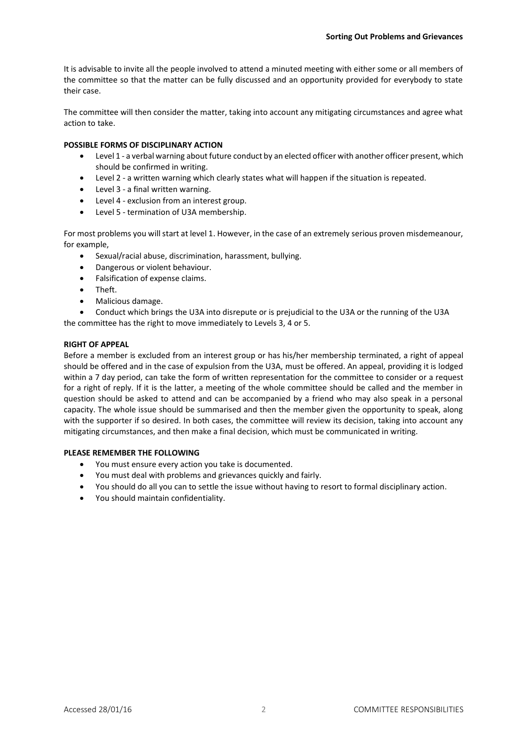It is advisable to invite all the people involved to attend a minuted meeting with either some or all members of the committee so that the matter can be fully discussed and an opportunity provided for everybody to state their case.

The committee will then consider the matter, taking into account any mitigating circumstances and agree what action to take.

**POSSIBLE FORMS OF DISCIPLINARY ACTION**

- Level 1 - a verbal warning about future conduct by an elected officer with another officer present, which should be confirmed in writing.
- Level 2 - a written warning which clearly states what will happen if the situation is repeated.
- Level 3 - a final written warning.
- Level 4 - exclusion from an interest group.
- Level 5 - termination of U3A membership.

For most problems you will start at level 1. However, in the case of an extremely serious proven misdemeanour, for example,

- Sexual/racial abuse, discrimination, harassment, bullying.
- Dangerous or violent behaviour.
- Falsification of expense claims.
- Theft.
- Malicious damage.
- Conduct which brings the U3A into disrepute or is prejudicial to the U3A or the running of the U3A

the committee has the right to move immediately to Levels 3, 4 or 5.

**RIGHT OF APPEAL**

Before a member is excluded from an interest group or has his/her membership terminated, a right of appeal should be offered and in the case of expulsion from the U3A, must be offered. An appeal, providing it is lodged within a 7 day period, can take the form of written representation for the committee to consider or a request for a right of reply. If it is the latter, a meeting of the whole committee should be called and the member in question should be asked to attend and can be accompanied by a friend who may also speak in a personal capacity. The whole issue should be summarised and then the member given the opportunity to speak, along with the supporter if so desired. In both cases, the committee will review its decision, taking into account any mitigating circumstances, and then make a final decision, which must be communicated in writing.

**PLEASE REMEMBER THE FOLLOWING**

- You must ensure every action you take is documented.
- You must deal with problems and grievances quickly and fairly.
- You should do all you can to settle the issue without having to resort to formal disciplinary action.
- You should maintain confidentiality.